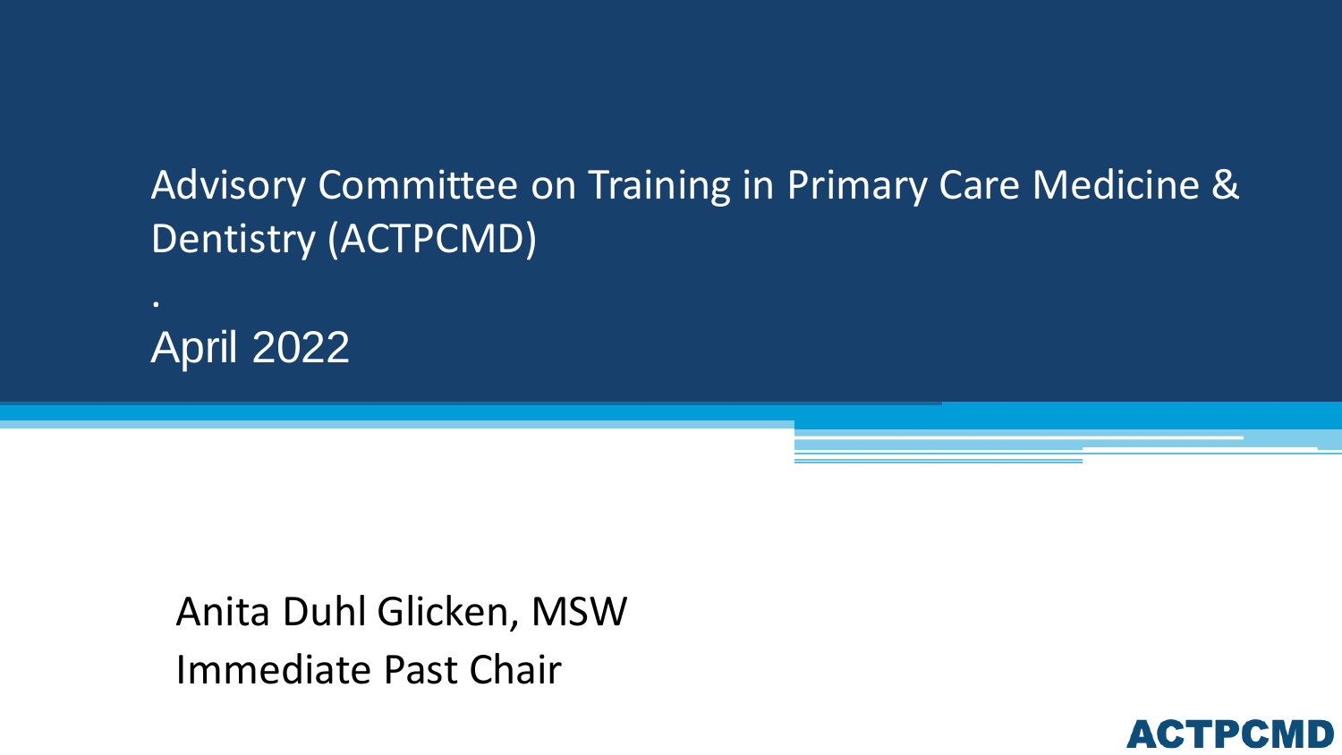# Advisory Committee on Training in Primary Care Medicine & Dentistry (ACTPCMD)

.

April 2022

Anita Duhl Glicken, MSW

Immediate Past Chair

ACTPCMD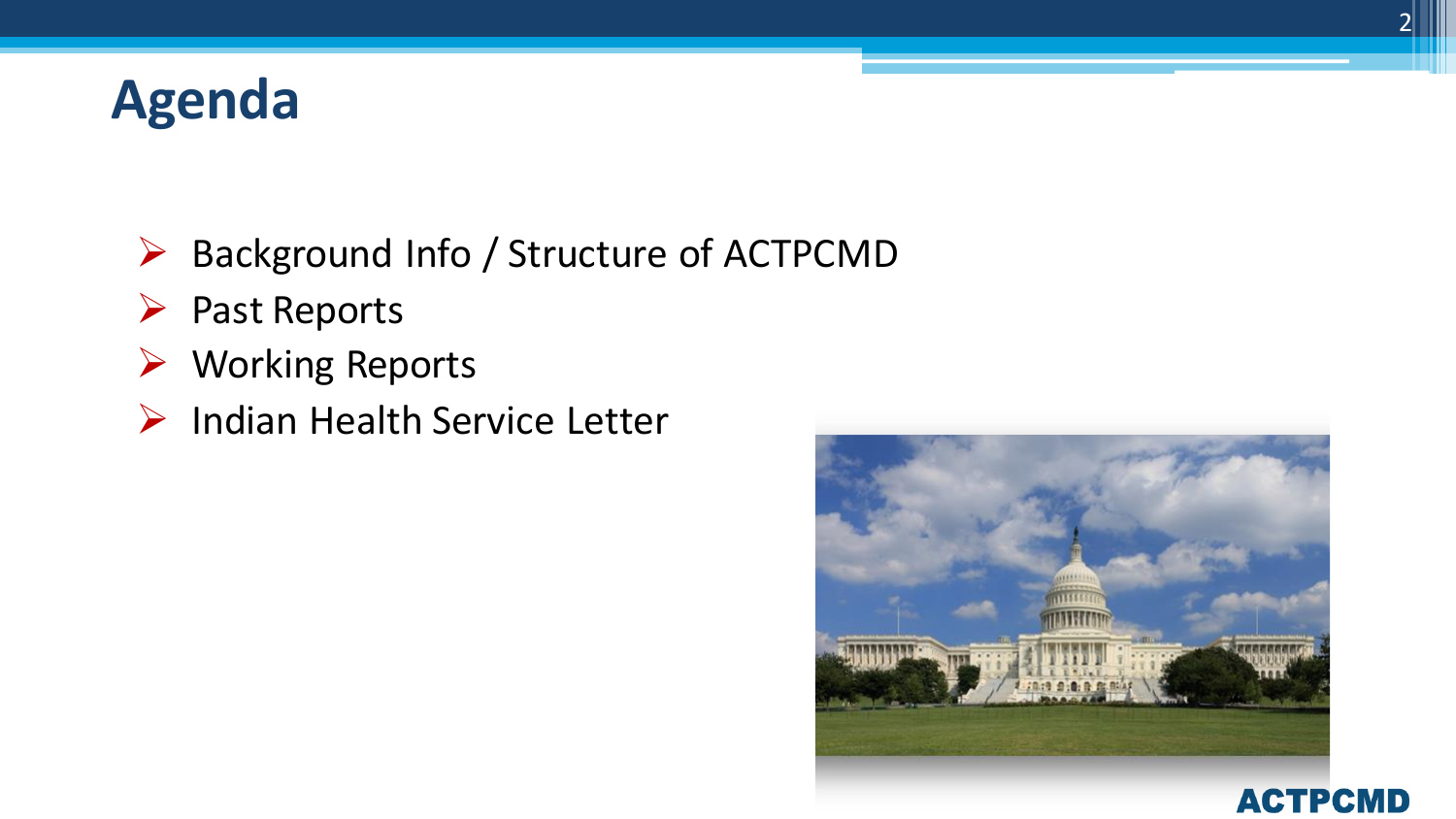# Agenda

- Background Info / Structure of ACTPCMD
- Past Reports
- Working Reports
- Indian Health Service Letter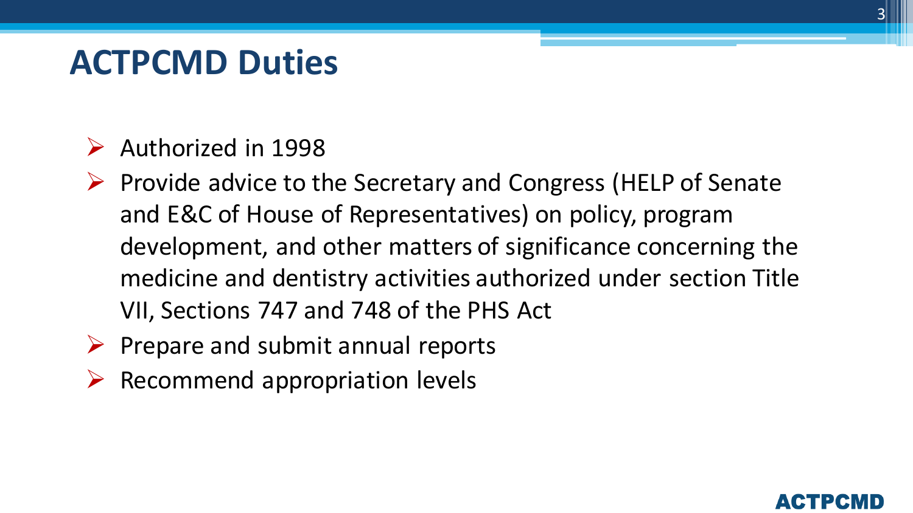# ACTPCMD Duties

- Authorized in 1998
- Provide advice to the Secretary and Congress (HELP of Senate and E&C of House of Representatives) on policy, program development, and other matters of significance concerning the medicine and dentistry activities authorized under section Title VII, Sections 747 and 748 of the PHS Act
- Prepare and submit annual reports
- Recommend appropriation levels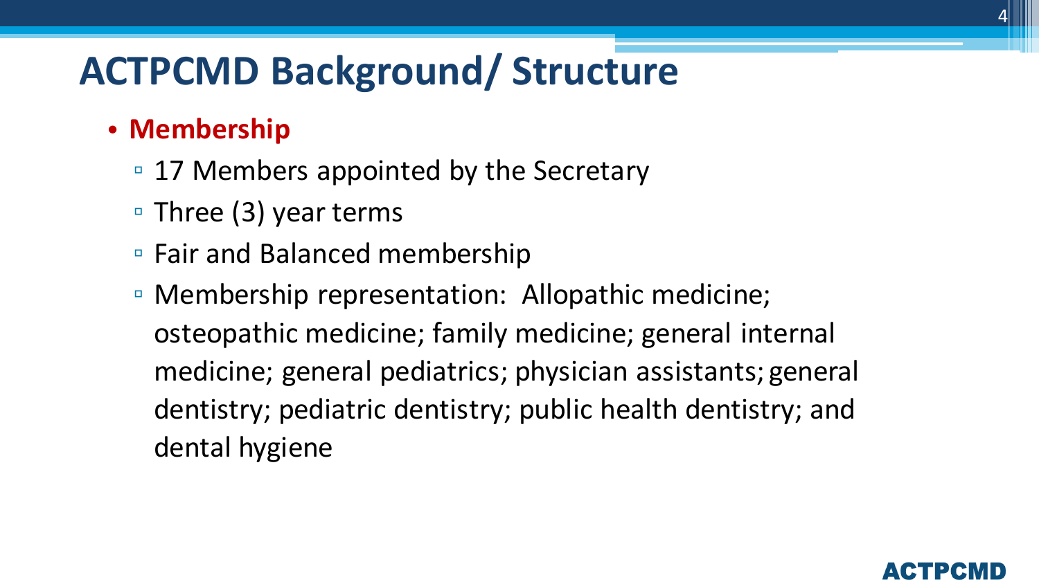# ACTPCMD Background/ Structure

- **Membership**
  - 17 Members appointed by the Secretary
  - Three (3) year terms
  - Fair and Balanced membership
  - Membership representation: Allopathic medicine; osteopathic medicine; family medicine; general internal medicine; general pediatrics; physician assistants; general dentistry; pediatric dentistry; public health dentistry; and dental hygiene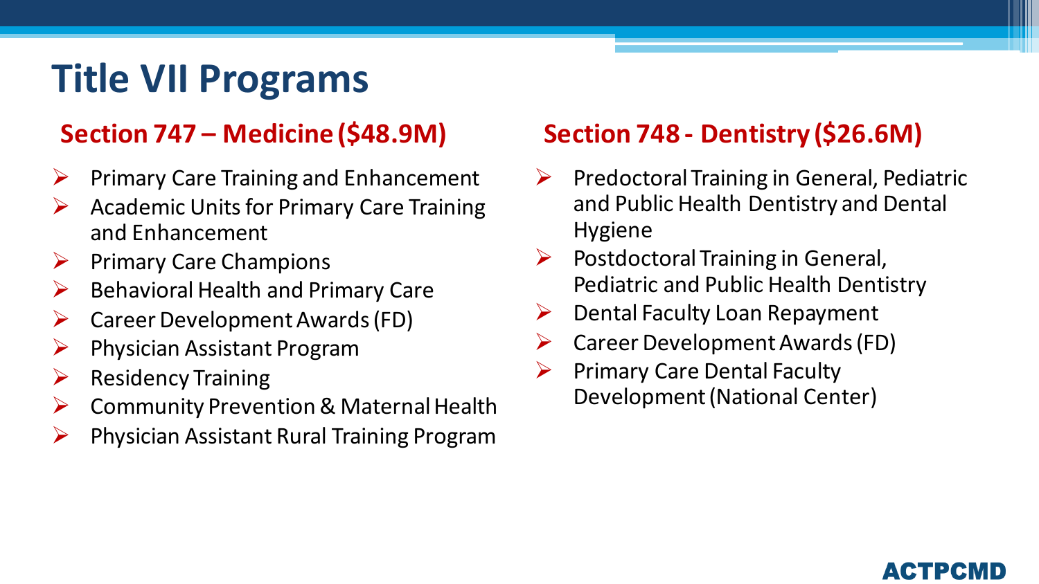# Title VII Programs

## Section 747 – Medicine ($48.9M)

- Primary Care Training and Enhancement
- Academic Units for Primary Care Training and Enhancement
- Primary Care Champions
- Behavioral Health and Primary Care
- Career Development Awards (FD)
- Physician Assistant Program
- Residency Training
- Community Prevention & Maternal Health
- Physician Assistant Rural Training Program

## Section 748 - Dentistry ($26.6M)

- Predoctoral Training in General, Pediatric and Public Health Dentistry and Dental Hygiene
- Postdoctoral Training in General, Pediatric and Public Health Dentistry
- Dental Faculty Loan Repayment
- Career Development Awards (FD)
- Primary Care Dental Faculty Development (National Center)

ACTPCMD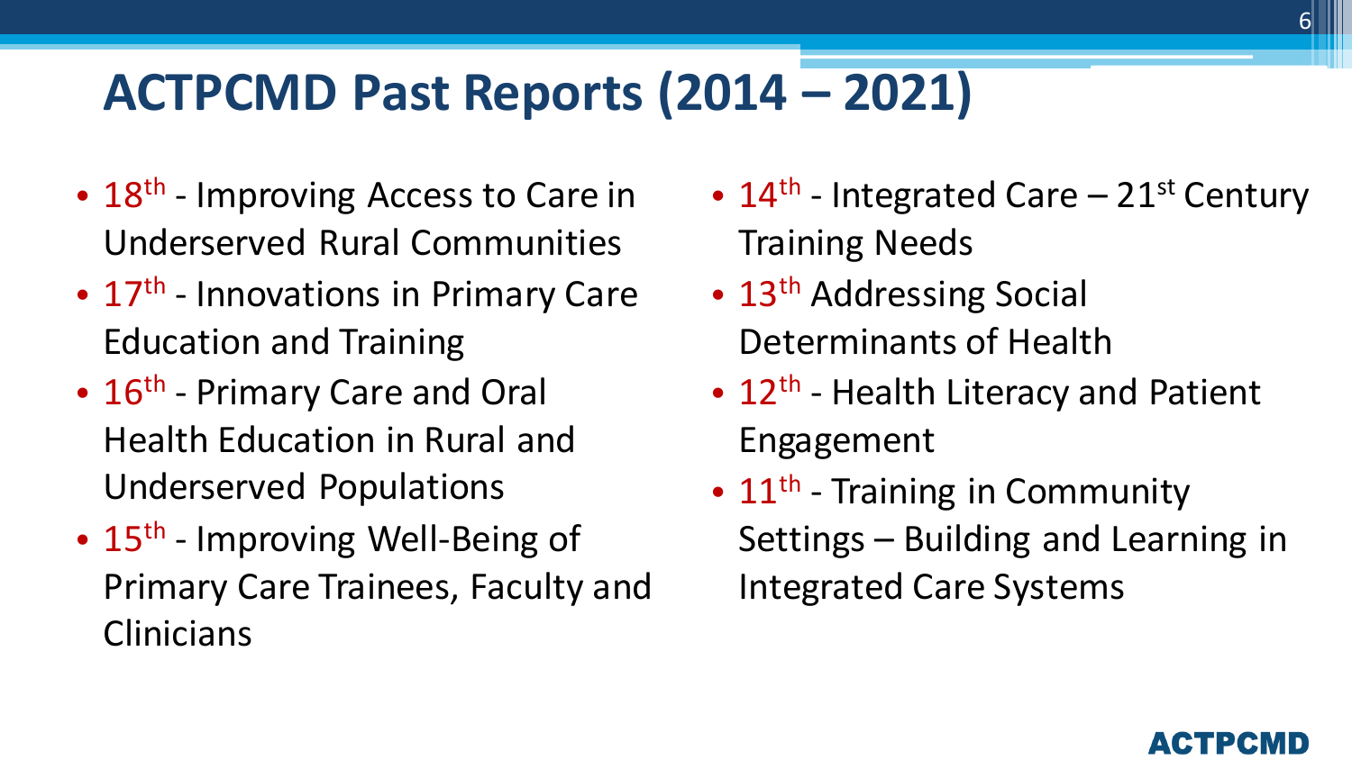# ACTPCMD Past Reports (2014 – 2021)

- 18th - Improving Access to Care in Underserved Rural Communities
- 17th - Innovations in Primary Care Education and Training
- 16th - Primary Care and Oral Health Education in Rural and Underserved Populations
- 15th - Improving Well-Being of Primary Care Trainees, Faculty and Clinicians
- 14th - Integrated Care – 21st Century Training Needs
- 13th Addressing Social Determinants of Health
- 12th - Health Literacy and Patient Engagement
- 11th - Training in Community Settings – Building and Learning in Integrated Care Systems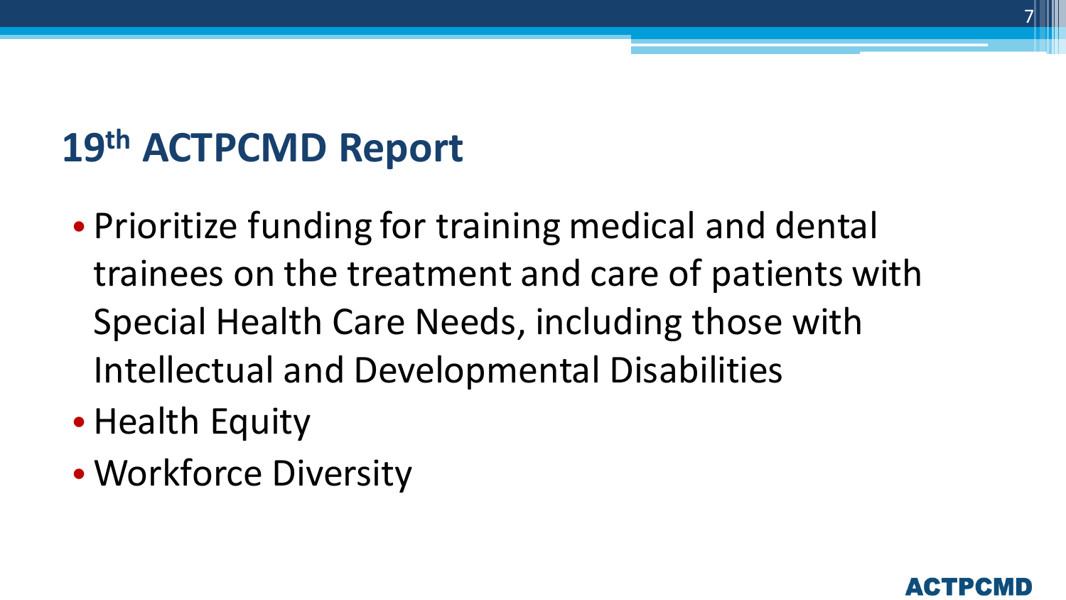# 19th ACTPCMD Report

- Prioritize funding for training medical and dental trainees on the treatment and care of patients with Special Health Care Needs, including those with Intellectual and Developmental Disabilities
- Health Equity
- Workforce Diversity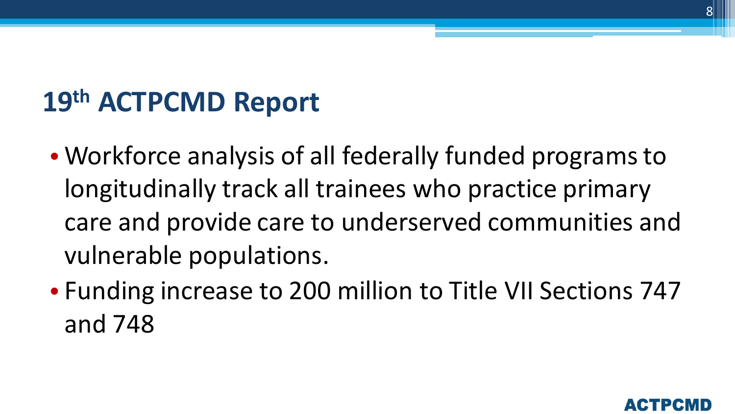# 19th ACTPCMD Report

- Workforce analysis of all federally funded programs to longitudinally track all trainees who practice primary care and provide care to underserved communities and vulnerable populations.
- Funding increase to 200 million to Title VII Sections 747 and 748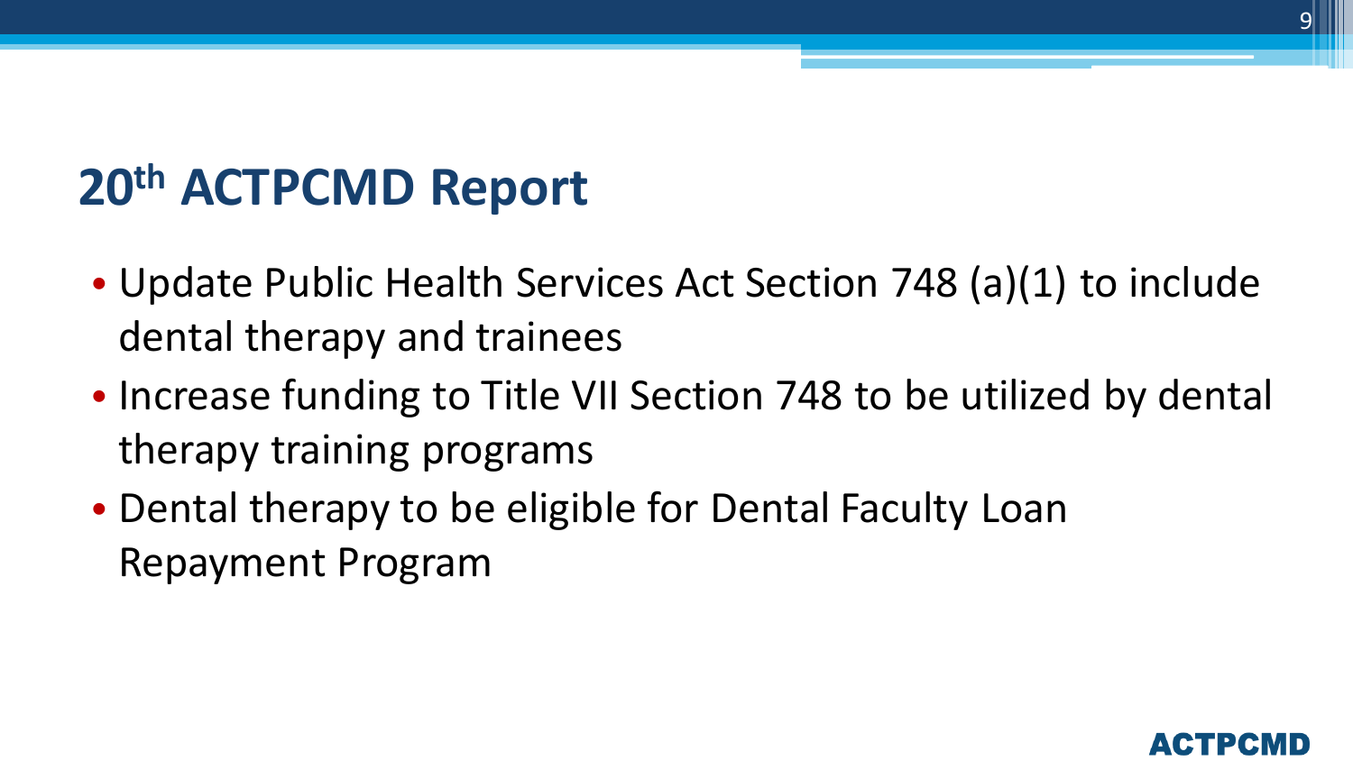# 20th ACTPCMD Report

- Update Public Health Services Act Section 748 (a)(1) to include dental therapy and trainees
- Increase funding to Title VII Section 748 to be utilized by dental therapy training programs
- Dental therapy to be eligible for Dental Faculty Loan Repayment Program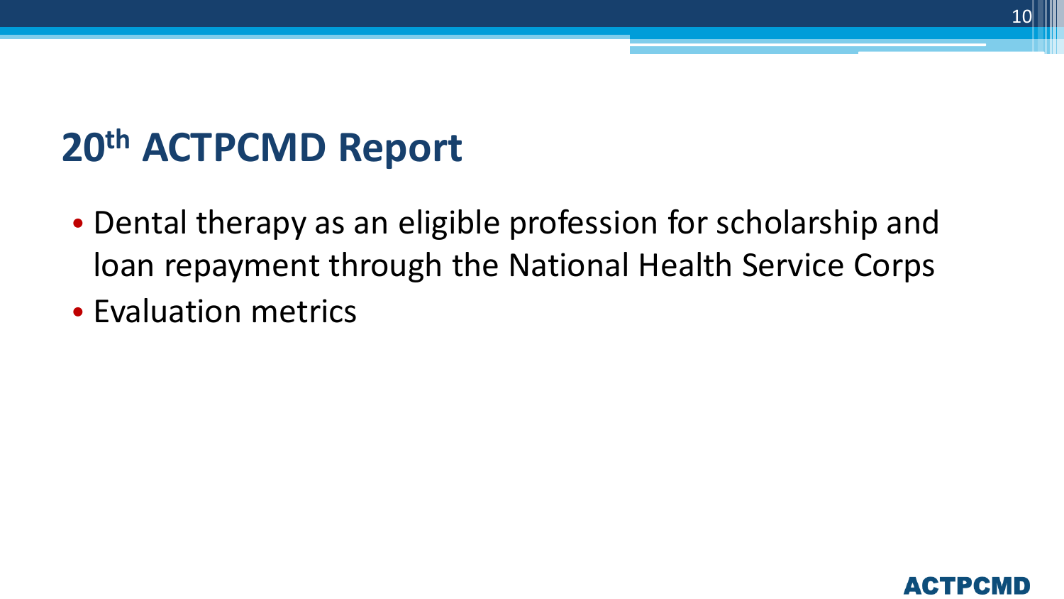# 20th ACTPCMD Report

- Dental therapy as an eligible profession for scholarship and loan repayment through the National Health Service Corps
- Evaluation metrics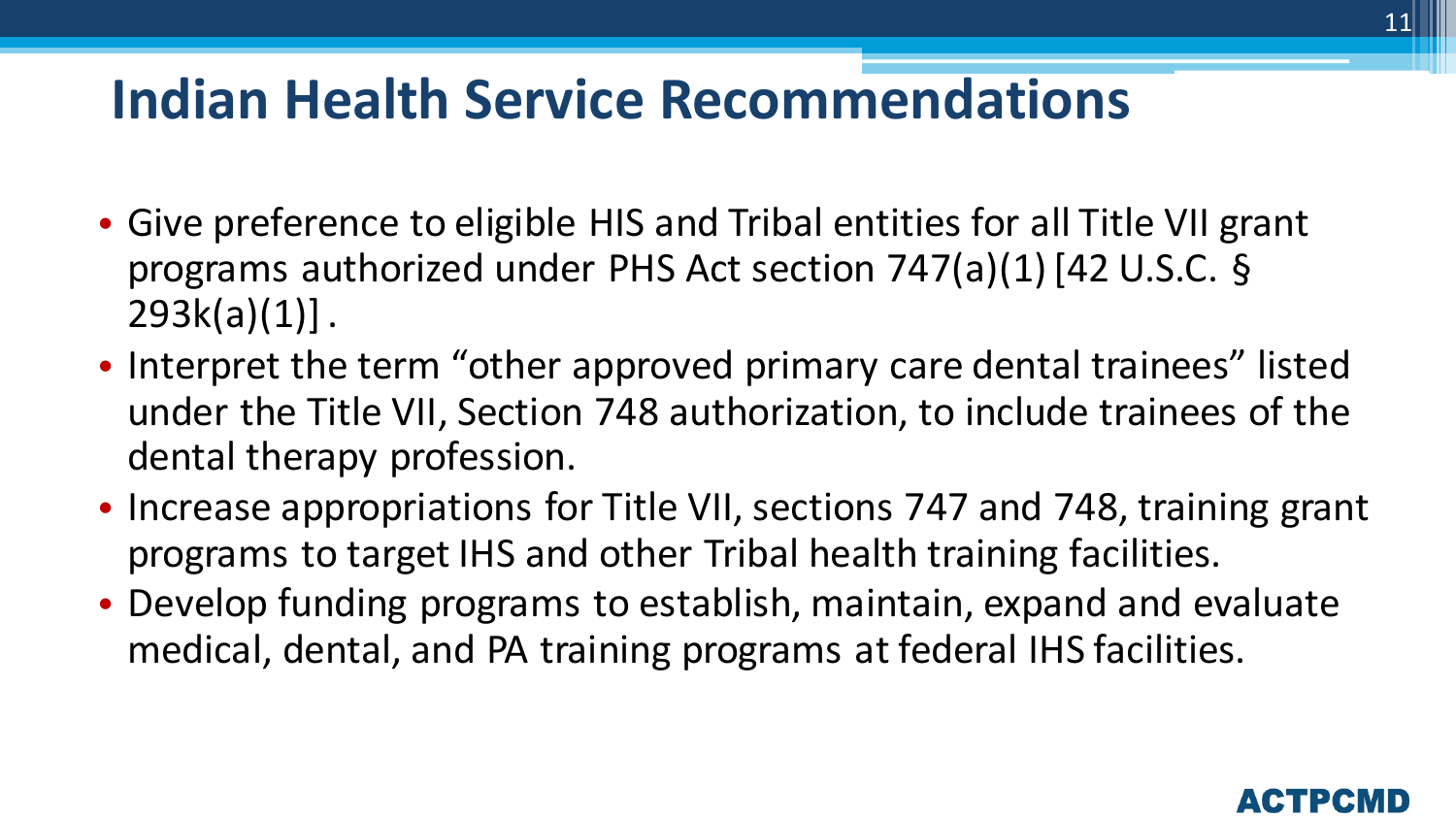# Indian Health Service Recommendations

- Give preference to eligible HIS and Tribal entities for all Title VII grant programs authorized under PHS Act section 747(a)(1) [42 U.S.C. § 293k(a)(1)] .
- Interpret the term "other approved primary care dental trainees" listed under the Title VII, Section 748 authorization, to include trainees of the dental therapy profession.
- Increase appropriations for Title VII, sections 747 and 748, training grant programs to target IHS and other Tribal health training facilities.
- Develop funding programs to establish, maintain, expand and evaluate medical, dental, and PA training programs at federal IHS facilities.

ACTPCMD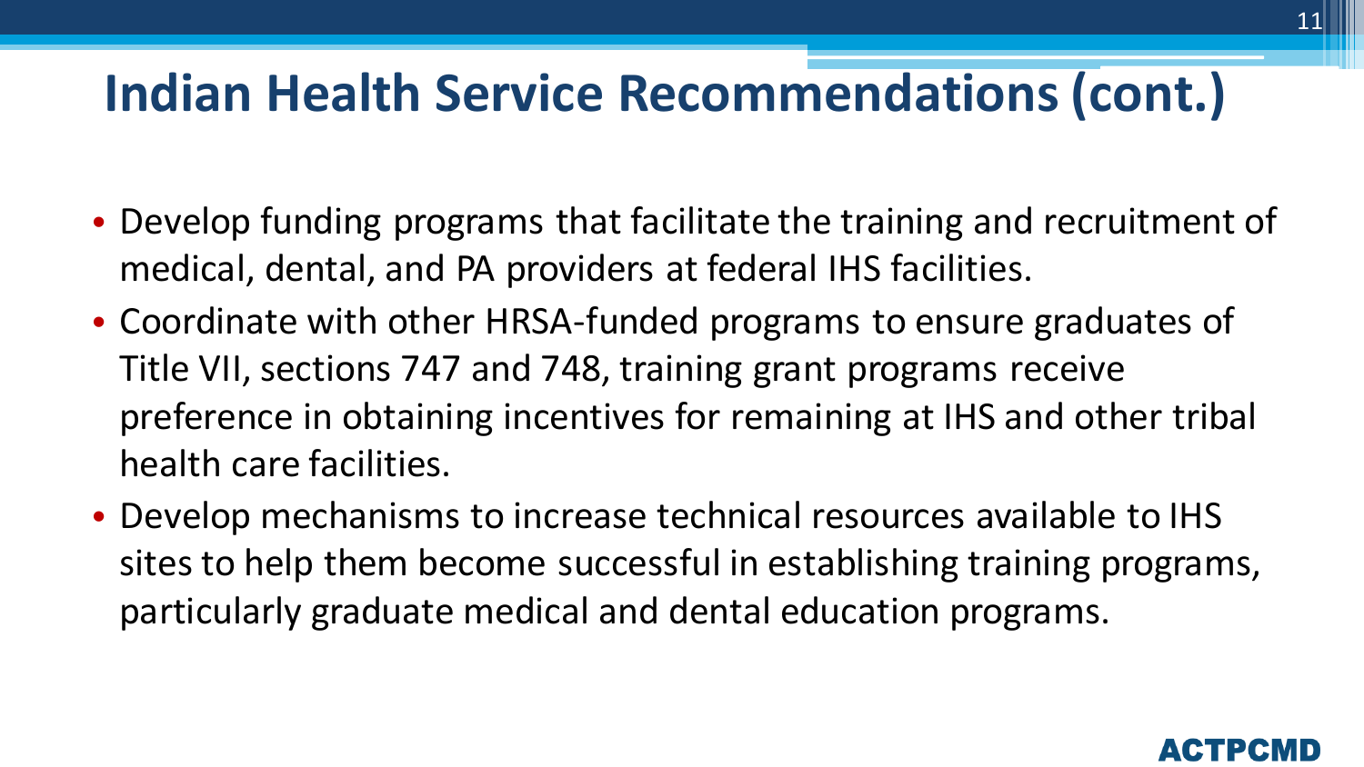# Indian Health Service Recommendations (cont.)

- Develop funding programs that facilitate the training and recruitment of medical, dental, and PA providers at federal IHS facilities.
- Coordinate with other HRSA-funded programs to ensure graduates of Title VII, sections 747 and 748, training grant programs receive preference in obtaining incentives for remaining at IHS and other tribal health care facilities.
- Develop mechanisms to increase technical resources available to IHS sites to help them become successful in establishing training programs, particularly graduate medical and dental education programs.

ACTPCMD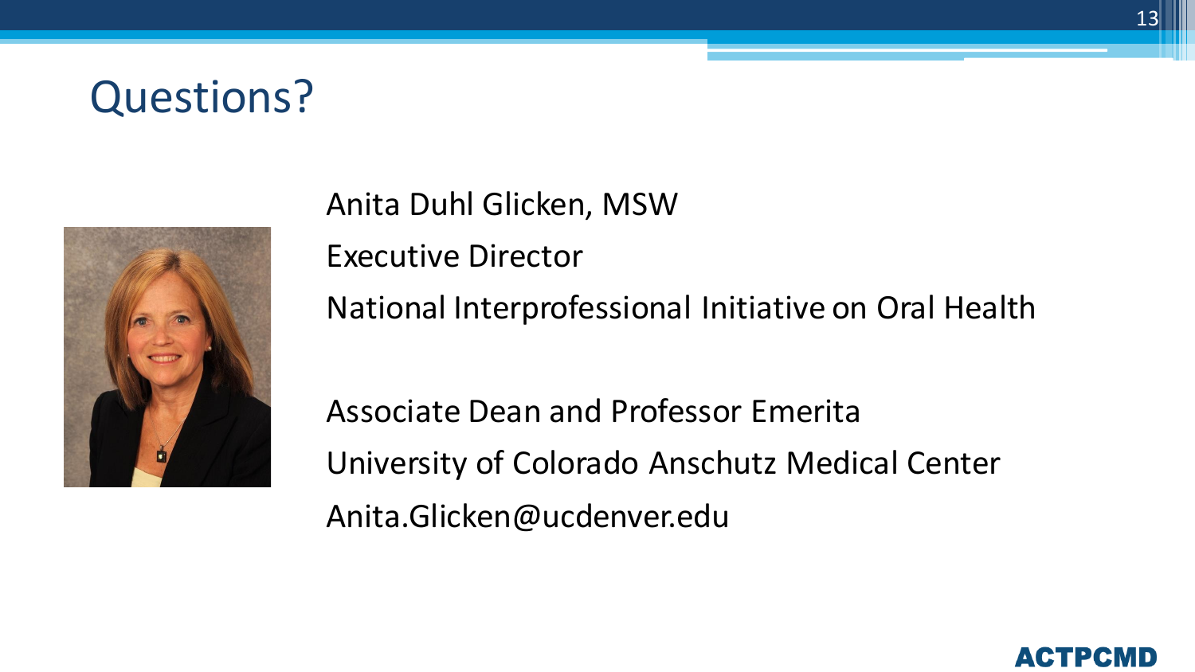# Questions?

Anita Duhl Glicken, MSW

Executive Director

National Interprofessional Initiative on Oral Health

Associate Dean and Professor Emerita

University of Colorado Anschutz Medical Center

Anita.Glicken@ucdenver.edu

ACTPCMD